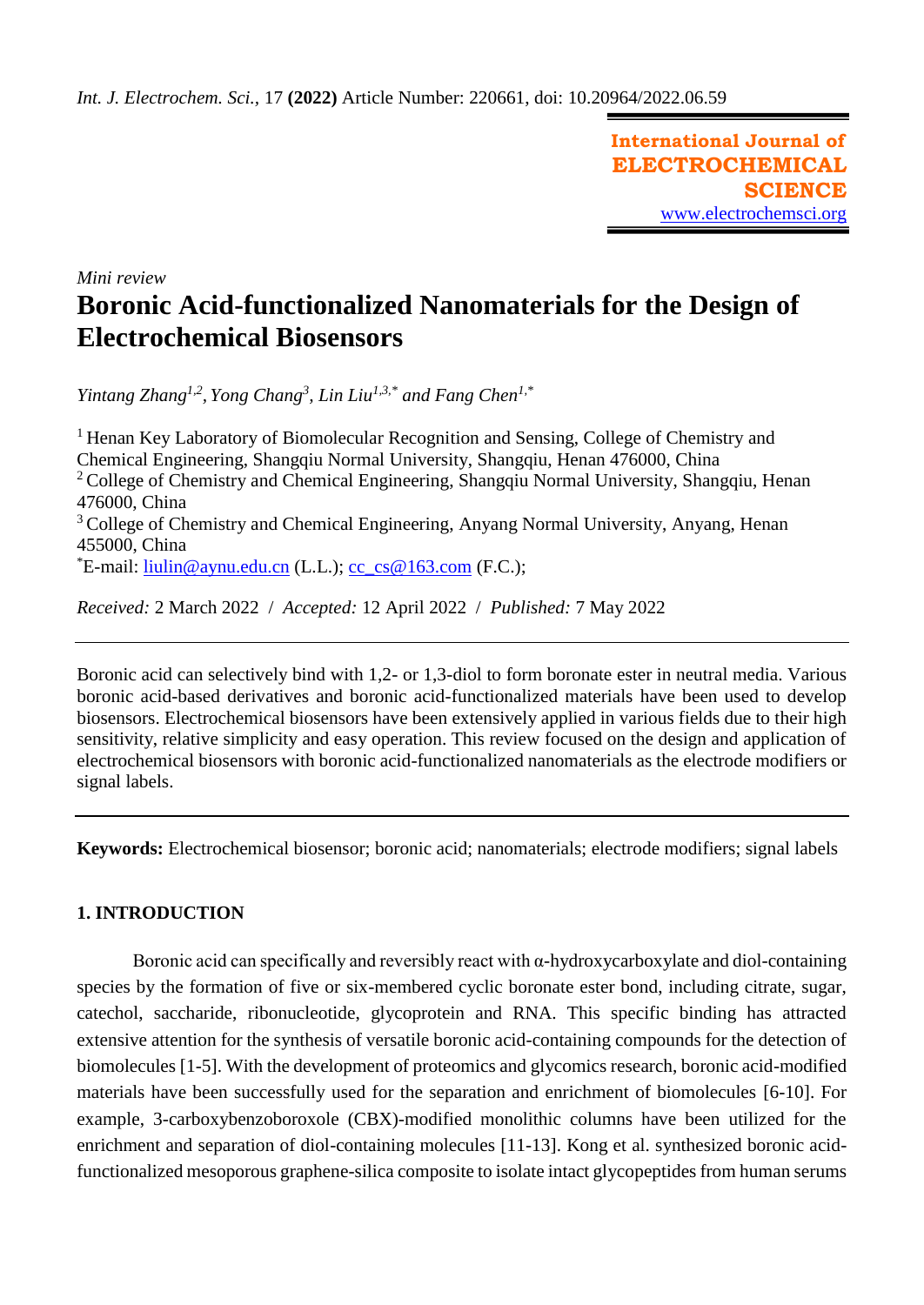*Mini review*

# Boronic Acid-functionalized Nanomaterials for the Design of Electrochemical Biosensors

*Yintang Zhang[1,2], Yong Chang[3], Lin Liu[1,3,*] and Fang Chen[1,*]*

[1] Henan Key Laboratory of Biomolecular Recognition and Sensing, College of Chemistry and Chemical Engineering, Shangqiu Normal University, Shangqiu, Henan 476000, China
[2] College of Chemistry and Chemical Engineering, Shangqiu Normal University, Shangqiu, Henan 476000, China
[3] College of Chemistry and Chemical Engineering, Anyang Normal University, Anyang, Henan 455000, China
[*]E-mail: liulin@aynu.edu.cn (L.L.); cc_cs@163.com (F.C.);

*Received:* 2 March 2022 / *Accepted:* 12 April 2022 / *Published:* 7 May 2022

---

Boronic acid can selectively bind with 1,2- or 1,3-diol to form boronate ester in neutral media. Various boronic acid-based derivatives and boronic acid-functionalized materials have been used to develop biosensors. Electrochemical biosensors have been extensively applied in various fields due to their high sensitivity, relative simplicity and easy operation. This review focused on the design and application of electrochemical biosensors with boronic acid-functionalized nanomaterials as the electrode modifiers or signal labels.

---

**Keywords:** Electrochemical biosensor; boronic acid; nanomaterials; electrode modifiers; signal labels

## 1. INTRODUCTION

Boronic acid can specifically and reversibly react with α-hydroxycarboxylate and diol-containing species by the formation of five or six-membered cyclic boronate ester bond, including citrate, sugar, catechol, saccharide, ribonucleotide, glycoprotein and RNA. This specific binding has attracted extensive attention for the synthesis of versatile boronic acid-containing compounds for the detection of biomolecules [1-5]. With the development of proteomics and glycomics research, boronic acid-modified materials have been successfully used for the separation and enrichment of biomolecules [6-10]. For example, 3-carboxybenzoboroxole (CBX)-modified monolithic columns have been utilized for the enrichment and separation of diol-containing molecules [11-13]. Kong et al. synthesized boronic acid-functionalized mesoporous graphene-silica composite to isolate intact glycopeptides from human serums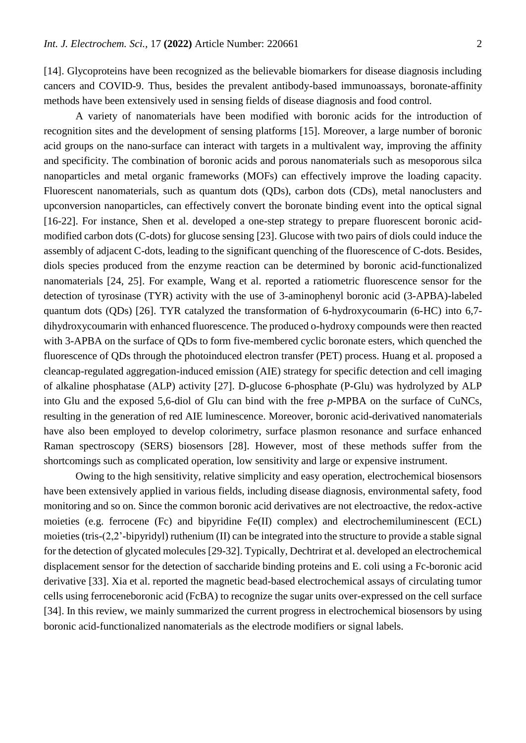[14]. Glycoproteins have been recognized as the believable biomarkers for disease diagnosis including cancers and COVID-9. Thus, besides the prevalent antibody-based immunoassays, boronate-affinity methods have been extensively used in sensing fields of disease diagnosis and food control.

A variety of nanomaterials have been modified with boronic acids for the introduction of recognition sites and the development of sensing platforms [15]. Moreover, a large number of boronic acid groups on the nano-surface can interact with targets in a multivalent way, improving the affinity and specificity. The combination of boronic acids and porous nanomaterials such as mesoporous silca nanoparticles and metal organic frameworks (MOFs) can effectively improve the loading capacity. Fluorescent nanomaterials, such as quantum dots (QDs), carbon dots (CDs), metal nanoclusters and upconversion nanoparticles, can effectively convert the boronate binding event into the optical signal [16-22]. For instance, Shen et al. developed a one-step strategy to prepare fluorescent boronic acid-modified carbon dots (C-dots) for glucose sensing [23]. Glucose with two pairs of diols could induce the assembly of adjacent C-dots, leading to the significant quenching of the fluorescence of C-dots. Besides, diols species produced from the enzyme reaction can be determined by boronic acid-functionalized nanomaterials [24, 25]. For example, Wang et al. reported a ratiometric fluorescence sensor for the detection of tyrosinase (TYR) activity with the use of 3-aminophenyl boronic acid (3-APBA)-labeled quantum dots (QDs) [26]. TYR catalyzed the transformation of 6-hydroxycoumarin (6-HC) into 6,7-dihydroxycoumarin with enhanced fluorescence. The produced o-hydroxy compounds were then reacted with 3-APBA on the surface of QDs to form five-membered cyclic boronate esters, which quenched the fluorescence of QDs through the photoinduced electron transfer (PET) process. Huang et al. proposed a cleancap-regulated aggregation-induced emission (AIE) strategy for specific detection and cell imaging of alkaline phosphatase (ALP) activity [27]. D-glucose 6-phosphate (P-Glu) was hydrolyzed by ALP into Glu and the exposed 5,6-diol of Glu can bind with the free *p*-MPBA on the surface of CuNCs, resulting in the generation of red AIE luminescence. Moreover, boronic acid-derivatived nanomaterials have also been employed to develop colorimetry, surface plasmon resonance and surface enhanced Raman spectroscopy (SERS) biosensors [28]. However, most of these methods suffer from the shortcomings such as complicated operation, low sensitivity and large or expensive instrument.

Owing to the high sensitivity, relative simplicity and easy operation, electrochemical biosensors have been extensively applied in various fields, including disease diagnosis, environmental safety, food monitoring and so on. Since the common boronic acid derivatives are not electroactive, the redox-active moieties (e.g. ferrocene (Fc) and bipyridine Fe(II) complex) and electrochemiluminescent (ECL) moieties (tris-(2,2'-bipyridyl) ruthenium (II) can be integrated into the structure to provide a stable signal for the detection of glycated molecules [29-32]. Typically, Dechtrirat et al. developed an electrochemical displacement sensor for the detection of saccharide binding proteins and E. coli using a Fc-boronic acid derivative [33]. Xia et al. reported the magnetic bead-based electrochemical assays of circulating tumor cells using ferroceneboronic acid (FcBA) to recognize the sugar units over-expressed on the cell surface [34]. In this review, we mainly summarized the current progress in electrochemical biosensors by using boronic acid-functionalized nanomaterials as the electrode modifiers or signal labels.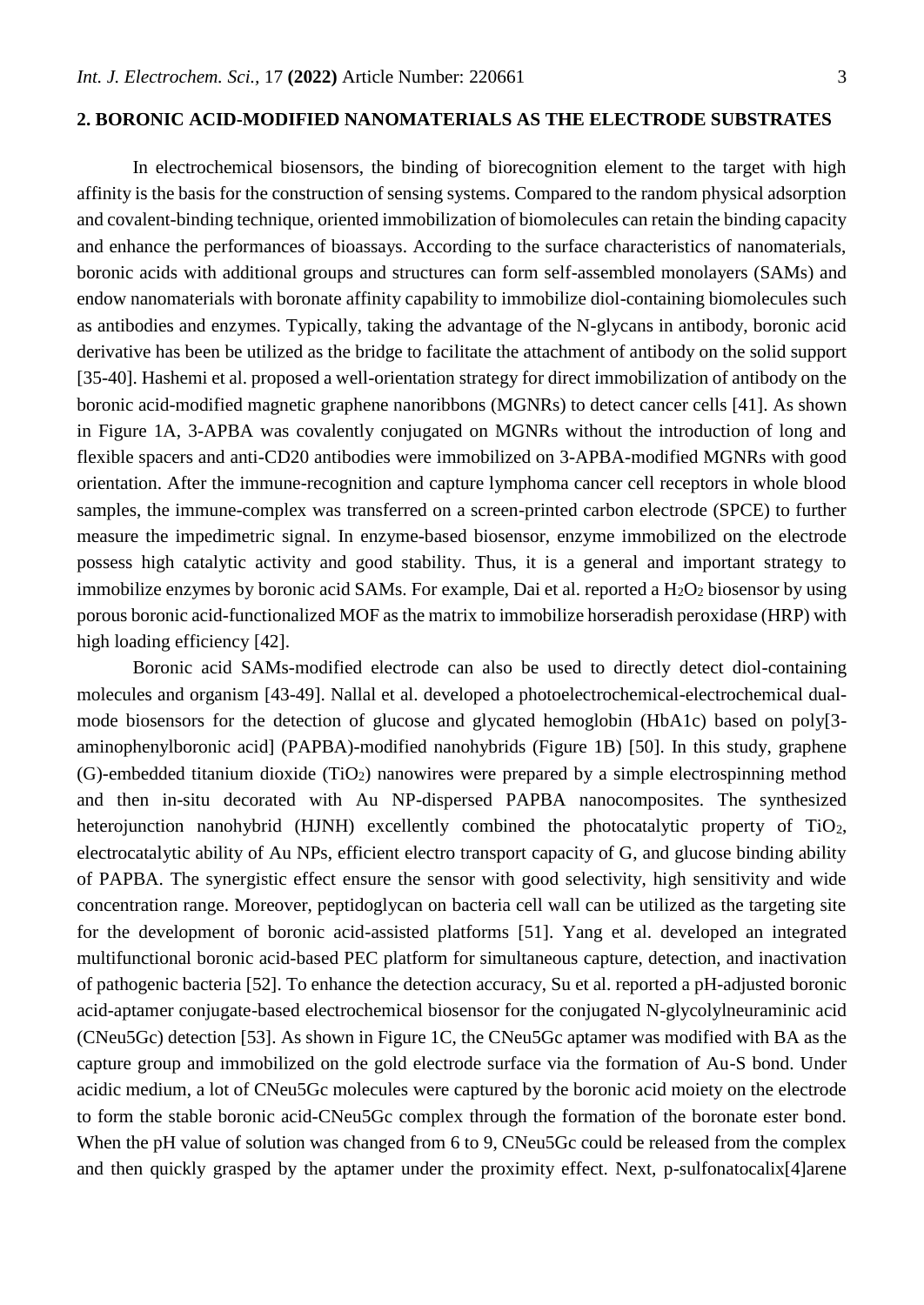## 2. BORONIC ACID-MODIFIED NANOMATERIALS AS THE ELECTRODE SUBSTRATES

In electrochemical biosensors, the binding of biorecognition element to the target with high affinity is the basis for the construction of sensing systems. Compared to the random physical adsorption and covalent-binding technique, oriented immobilization of biomolecules can retain the binding capacity and enhance the performances of bioassays. According to the surface characteristics of nanomaterials, boronic acids with additional groups and structures can form self-assembled monolayers (SAMs) and endow nanomaterials with boronate affinity capability to immobilize diol-containing biomolecules such as antibodies and enzymes. Typically, taking the advantage of the N-glycans in antibody, boronic acid derivative has been be utilized as the bridge to facilitate the attachment of antibody on the solid support [35-40]. Hashemi et al. proposed a well-orientation strategy for direct immobilization of antibody on the boronic acid-modified magnetic graphene nanoribbons (MGNRs) to detect cancer cells [41]. As shown in Figure 1A, 3-APBA was covalently conjugated on MGNRs without the introduction of long and flexible spacers and anti-CD20 antibodies were immobilized on 3-APBA-modified MGNRs with good orientation. After the immune-recognition and capture lymphoma cancer cell receptors in whole blood samples, the immune-complex was transferred on a screen-printed carbon electrode (SPCE) to further measure the impedimetric signal. In enzyme-based biosensor, enzyme immobilized on the electrode possess high catalytic activity and good stability. Thus, it is a general and important strategy to immobilize enzymes by boronic acid SAMs. For example, Dai et al. reported a $H_2O_2$ biosensor by using porous boronic acid-functionalized MOF as the matrix to immobilize horseradish peroxidase (HRP) with high loading efficiency [42].

Boronic acid SAMs-modified electrode can also be used to directly detect diol-containing molecules and organism [43-49]. Nallal et al. developed a photoelectrochemical-electrochemical dual-mode biosensors for the detection of glucose and glycated hemoglobin (HbA1c) based on poly[3-aminophenylboronic acid] (PAPBA)-modified nanohybrids (Figure 1B) [50]. In this study, graphene (G)-embedded titanium dioxide ($TiO_2$) nanowires were prepared by a simple electrospinning method and then in-situ decorated with Au NP-dispersed PAPBA nanocomposites. The synthesized heterojunction nanohybrid (HJNH) excellently combined the photocatalytic property of $TiO_2$, electrocatalytic ability of Au NPs, efficient electro transport capacity of G, and glucose binding ability of PAPBA. The synergistic effect ensure the sensor with good selectivity, high sensitivity and wide concentration range. Moreover, peptidoglycan on bacteria cell wall can be utilized as the targeting site for the development of boronic acid-assisted platforms [51]. Yang et al. developed an integrated multifunctional boronic acid-based PEC platform for simultaneous capture, detection, and inactivation of pathogenic bacteria [52]. To enhance the detection accuracy, Su et al. reported a pH-adjusted boronic acid-aptamer conjugate-based electrochemical biosensor for the conjugated N-glycolylneuraminic acid (CNeu5Gc) detection [53]. As shown in Figure 1C, the CNeu5Gc aptamer was modified with BA as the capture group and immobilized on the gold electrode surface via the formation of Au-S bond. Under acidic medium, a lot of CNeu5Gc molecules were captured by the boronic acid moiety on the electrode to form the stable boronic acid-CNeu5Gc complex through the formation of the boronate ester bond. When the pH value of solution was changed from 6 to 9, CNeu5Gc could be released from the complex and then quickly grasped by the aptamer under the proximity effect. Next, p-sulfonatocalix[4]arene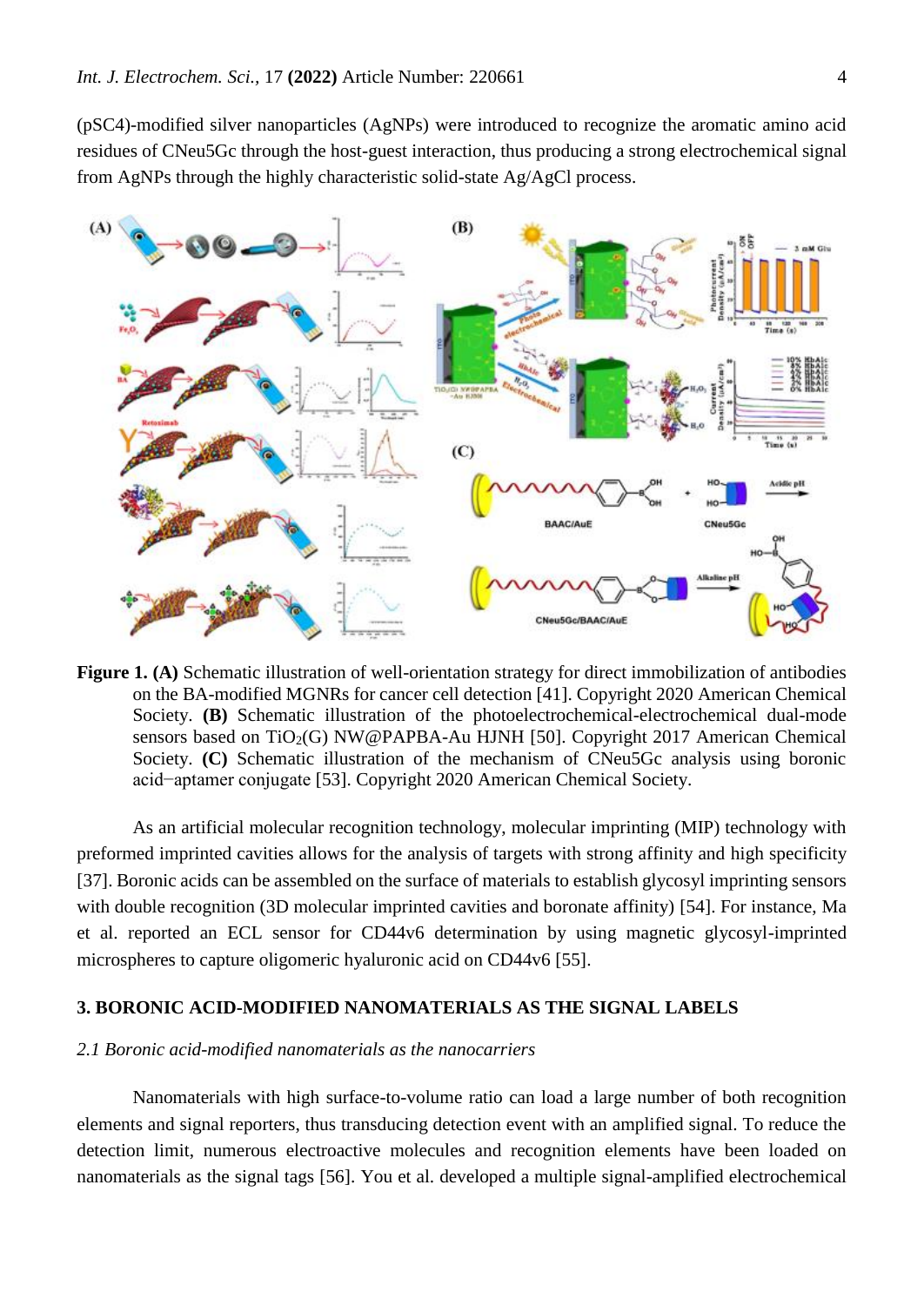(pSC4)-modified silver nanoparticles (AgNPs) were introduced to recognize the aromatic amino acid residues of CNeu5Gc through the host-guest interaction, thus producing a strong electrochemical signal from AgNPs through the highly characteristic solid-state Ag/AgCl process.

**Figure 1.** **(A)** Schematic illustration of well-orientation strategy for direct immobilization of antibodies on the BA-modified MGNRs for cancer cell detection [41]. Copyright 2020 American Chemical Society. **(B)** Schematic illustration of the photoelectrochemical-electrochemical dual-mode sensors based on $TiO_2$(G) NW@PAPBA-Au HJNH [50]. Copyright 2017 American Chemical Society. **(C)** Schematic illustration of the mechanism of CNeu5Gc analysis using boronic acid−aptamer conjugate [53]. Copyright 2020 American Chemical Society.

As an artificial molecular recognition technology, molecular imprinting (MIP) technology with preformed imprinted cavities allows for the analysis of targets with strong affinity and high specificity [37]. Boronic acids can be assembled on the surface of materials to establish glycosyl imprinting sensors with double recognition (3D molecular imprinted cavities and boronate affinity) [54]. For instance, Ma et al. reported an ECL sensor for CD44v6 determination by using magnetic glycosyl-imprinted microspheres to capture oligomeric hyaluronic acid on CD44v6 [55].

## 3. BORONIC ACID-MODIFIED NANOMATERIALS AS THE SIGNAL LABELS

### *2.1 Boronic acid-modified nanomaterials as the nanocarriers*

Nanomaterials with high surface-to-volume ratio can load a large number of both recognition elements and signal reporters, thus transducing detection event with an amplified signal. To reduce the detection limit, numerous electroactive molecules and recognition elements have been loaded on nanomaterials as the signal tags [56]. You et al. developed a multiple signal-amplified electrochemical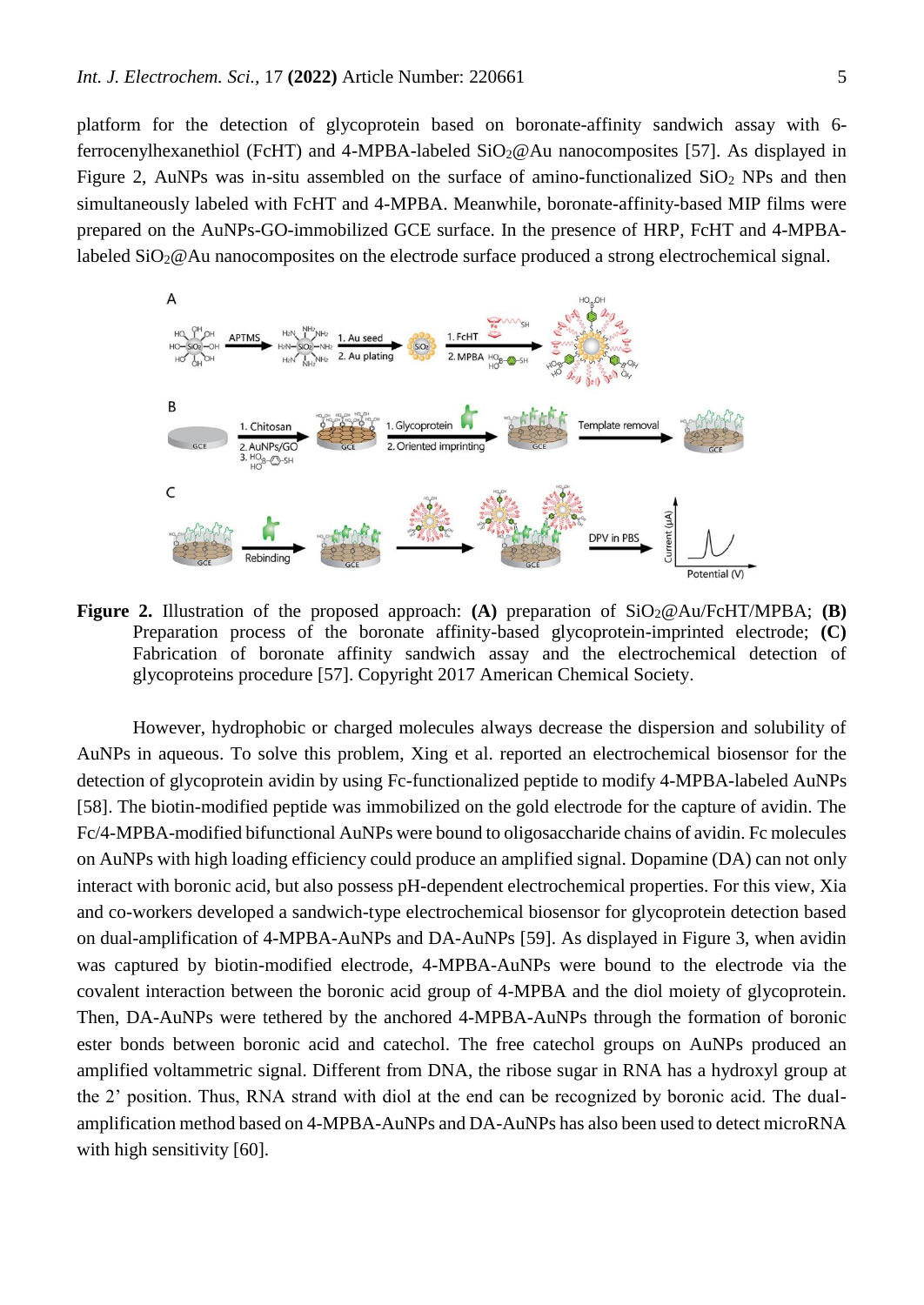platform for the detection of glycoprotein based on boronate-affinity sandwich assay with 6-ferrocenylhexanethiol (FcHT) and 4-MPBA-labeled $SiO_2$@Au nanocomposites [57]. As displayed in Figure 2, AuNPs was in-situ assembled on the surface of amino-functionalized $SiO_2$ NPs and then simultaneously labeled with FcHT and 4-MPBA. Meanwhile, boronate-affinity-based MIP films were prepared on the AuNPs-GO-immobilized GCE surface. In the presence of HRP, FcHT and 4-MPBA-labeled $SiO_2$@Au nanocomposites on the electrode surface produced a strong electrochemical signal.

**Figure 2.** Illustration of the proposed approach: **(A)** preparation of $SiO_2$@Au/FcHT/MPBA; **(B)** Preparation process of the boronate affinity-based glycoprotein-imprinted electrode; **(C)** Fabrication of boronate affinity sandwich assay and the electrochemical detection of glycoproteins procedure [57]. Copyright 2017 American Chemical Society.

However, hydrophobic or charged molecules always decrease the dispersion and solubility of AuNPs in aqueous. To solve this problem, Xing et al. reported an electrochemical biosensor for the detection of glycoprotein avidin by using Fc-functionalized peptide to modify 4-MPBA-labeled AuNPs [58]. The biotin-modified peptide was immobilized on the gold electrode for the capture of avidin. The Fc/4-MPBA-modified bifunctional AuNPs were bound to oligosaccharide chains of avidin. Fc molecules on AuNPs with high loading efficiency could produce an amplified signal. Dopamine (DA) can not only interact with boronic acid, but also possess pH-dependent electrochemical properties. For this view, Xia and co-workers developed a sandwich-type electrochemical biosensor for glycoprotein detection based on dual-amplification of 4-MPBA-AuNPs and DA-AuNPs [59]. As displayed in Figure 3, when avidin was captured by biotin-modified electrode, 4-MPBA-AuNPs were bound to the electrode via the covalent interaction between the boronic acid group of 4-MPBA and the diol moiety of glycoprotein. Then, DA-AuNPs were tethered by the anchored 4-MPBA-AuNPs through the formation of boronic ester bonds between boronic acid and catechol. The free catechol groups on AuNPs produced an amplified voltammetric signal. Different from DNA, the ribose sugar in RNA has a hydroxyl group at the 2' position. Thus, RNA strand with diol at the end can be recognized by boronic acid. The dual-amplification method based on 4-MPBA-AuNPs and DA-AuNPs has also been used to detect microRNA with high sensitivity [60].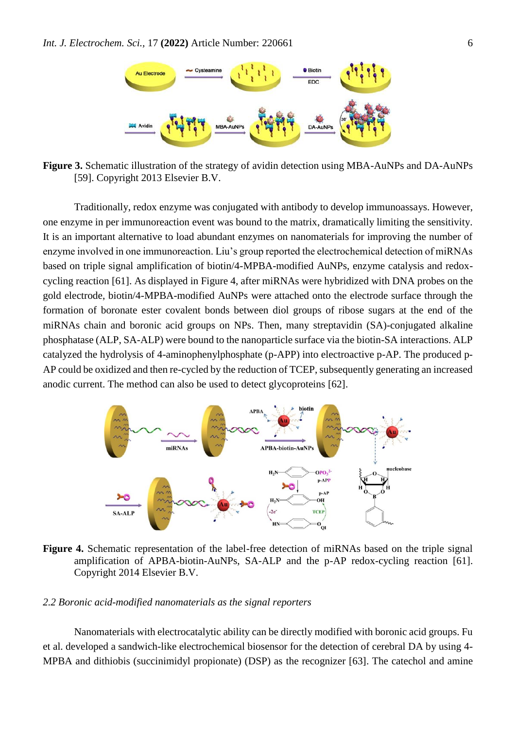**Figure 3.** Schematic illustration of the strategy of avidin detection using MBA-AuNPs and DA-AuNPs [59]. Copyright 2013 Elsevier B.V.

Traditionally, redox enzyme was conjugated with antibody to develop immunoassays. However, one enzyme in per immunoreaction event was bound to the matrix, dramatically limiting the sensitivity. It is an important alternative to load abundant enzymes on nanomaterials for improving the number of enzyme involved in one immunoreaction. Liu's group reported the electrochemical detection of miRNAs based on triple signal amplification of biotin/4-MPBA-modified AuNPs, enzyme catalysis and redox-cycling reaction [61]. As displayed in Figure 4, after miRNAs were hybridized with DNA probes on the gold electrode, biotin/4-MPBA-modified AuNPs were attached onto the electrode surface through the formation of boronate ester covalent bonds between diol groups of ribose sugars at the end of the miRNAs chain and boronic acid groups on NPs. Then, many streptavidin (SA)-conjugated alkaline phosphatase (ALP, SA-ALP) were bound to the nanoparticle surface via the biotin-SA interactions. ALP catalyzed the hydrolysis of 4-aminophenylphosphate (p-APP) into electroactive p-AP. The produced p-AP could be oxidized and then re-cycled by the reduction of TCEP, subsequently generating an increased anodic current. The method can also be used to detect glycoproteins [62].

**Figure 4.** Schematic representation of the label-free detection of miRNAs based on the triple signal amplification of APBA-biotin-AuNPs, SA-ALP and the p-AP redox-cycling reaction [61]. Copyright 2014 Elsevier B.V.

*2.2 Boronic acid-modified nanomaterials as the signal reporters*

Nanomaterials with electrocatalytic ability can be directly modified with boronic acid groups. Fu et al. developed a sandwich-like electrochemical biosensor for the detection of cerebral DA by using 4-MPBA and dithiobis (succinimidyl propionate) (DSP) as the recognizer [63]. The catechol and amine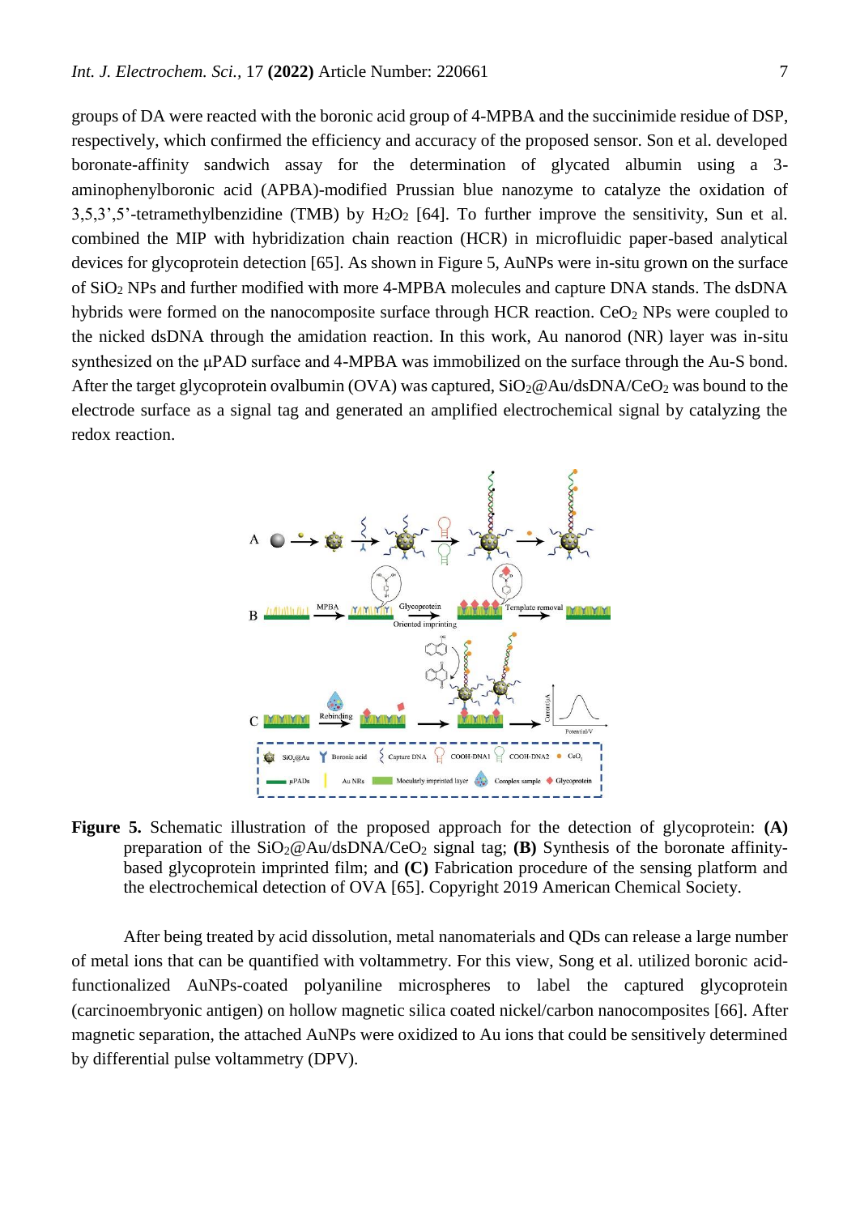groups of DA were reacted with the boronic acid group of 4-MPBA and the succinimide residue of DSP, respectively, which confirmed the efficiency and accuracy of the proposed sensor. Son et al. developed boronate-affinity sandwich assay for the determination of glycated albumin using a 3-aminophenylboronic acid (APBA)-modified Prussian blue nanozyme to catalyze the oxidation of 3,5,3',5'-tetramethylbenzidine (TMB) by $H_2O_2$ [64]. To further improve the sensitivity, Sun et al. combined the MIP with hybridization chain reaction (HCR) in microfluidic paper-based analytical devices for glycoprotein detection [65]. As shown in Figure 5, AuNPs were in-situ grown on the surface of $SiO_2$ NPs and further modified with more 4-MPBA molecules and capture DNA stands. The dsDNA hybrids were formed on the nanocomposite surface through HCR reaction. $CeO_2$ NPs were coupled to the nicked dsDNA through the amidation reaction. In this work, Au nanorod (NR) layer was in-situ synthesized on the μPAD surface and 4-MPBA was immobilized on the surface through the Au-S bond. After the target glycoprotein ovalbumin (OVA) was captured, $SiO_2$@Au/dsDNA/$CeO_2$ was bound to the electrode surface as a signal tag and generated an amplified electrochemical signal by catalyzing the redox reaction.

**Figure 5.** Schematic illustration of the proposed approach for the detection of glycoprotein: **(A)** preparation of the $SiO_2$@Au/dsDNA/$CeO_2$ signal tag; **(B)** Synthesis of the boronate affinity-based glycoprotein imprinted film; and **(C)** Fabrication procedure of the sensing platform and the electrochemical detection of OVA [65]. Copyright 2019 American Chemical Society.

After being treated by acid dissolution, metal nanomaterials and QDs can release a large number of metal ions that can be quantified with voltammetry. For this view, Song et al. utilized boronic acid-functionalized AuNPs-coated polyaniline microspheres to label the captured glycoprotein (carcinoembryonic antigen) on hollow magnetic silica coated nickel/carbon nanocomposites [66]. After magnetic separation, the attached AuNPs were oxidized to Au ions that could be sensitively determined by differential pulse voltammetry (DPV).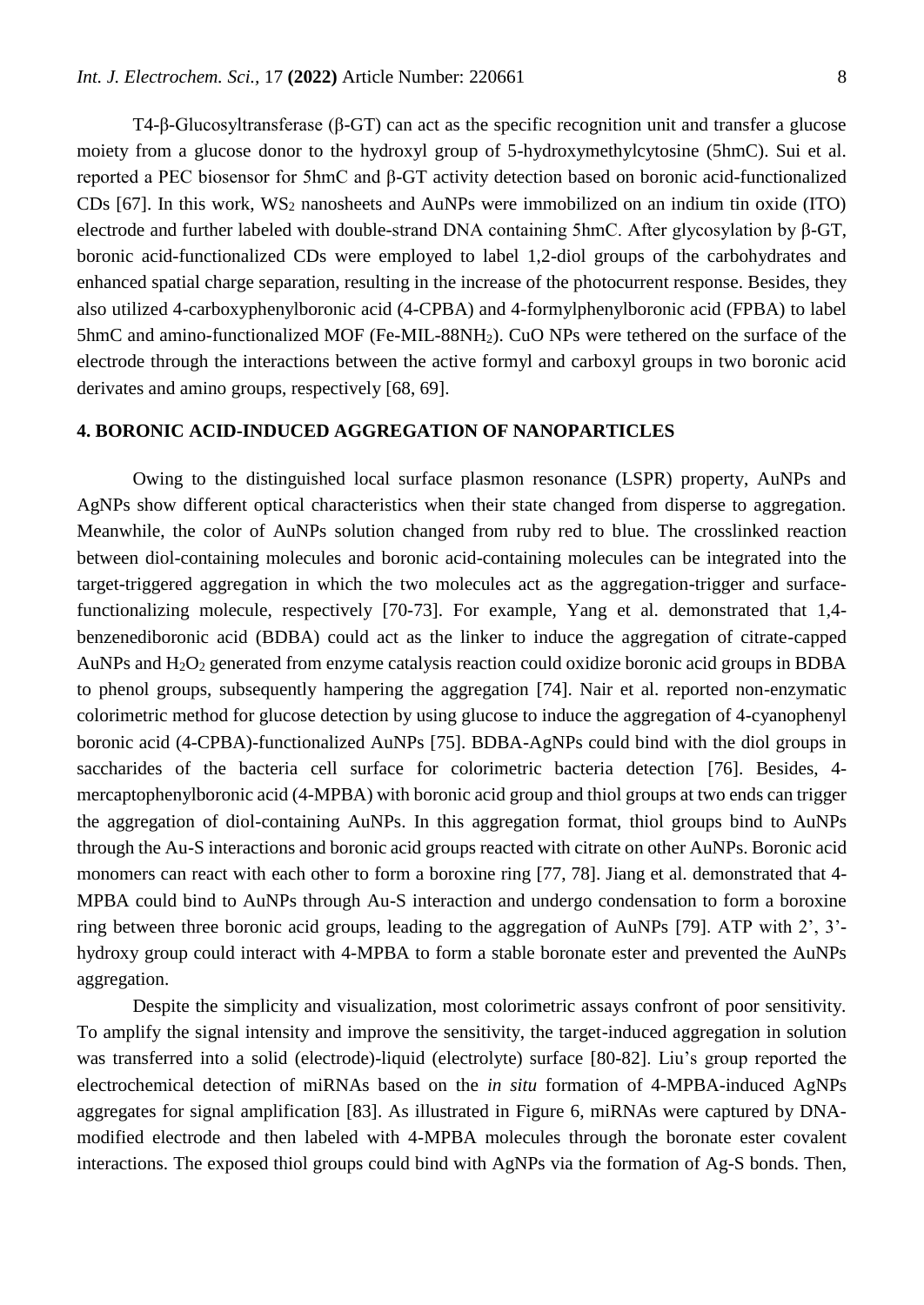T4-β-Glucosyltransferase (β-GT) can act as the specific recognition unit and transfer a glucose moiety from a glucose donor to the hydroxyl group of 5-hydroxymethylcytosine (5hmC). Sui et al. reported a PEC biosensor for 5hmC and β-GT activity detection based on boronic acid-functionalized CDs [67]. In this work, $WS_2$ nanosheets and AuNPs were immobilized on an indium tin oxide (ITO) electrode and further labeled with double-strand DNA containing 5hmC. After glycosylation by β-GT, boronic acid-functionalized CDs were employed to label 1,2-diol groups of the carbohydrates and enhanced spatial charge separation, resulting in the increase of the photocurrent response. Besides, they also utilized 4-carboxyphenylboronic acid (4-CPBA) and 4-formylphenylboronic acid (FPBA) to label 5hmC and amino-functionalized MOF (Fe-MIL-88$NH_2$). CuO NPs were tethered on the surface of the electrode through the interactions between the active formyl and carboxyl groups in two boronic acid derivates and amino groups, respectively [68, 69].

## 4. BORONIC ACID-INDUCED AGGREGATION OF NANOPARTICLES

Owing to the distinguished local surface plasmon resonance (LSPR) property, AuNPs and AgNPs show different optical characteristics when their state changed from disperse to aggregation. Meanwhile, the color of AuNPs solution changed from ruby red to blue. The crosslinked reaction between diol-containing molecules and boronic acid-containing molecules can be integrated into the target-triggered aggregation in which the two molecules act as the aggregation-trigger and surface-functionalizing molecule, respectively [70-73]. For example, Yang et al. demonstrated that 1,4-benzenediboronic acid (BDBA) could act as the linker to induce the aggregation of citrate-capped AuNPs and $H_2O_2$ generated from enzyme catalysis reaction could oxidize boronic acid groups in BDBA to phenol groups, subsequently hampering the aggregation [74]. Nair et al. reported non-enzymatic colorimetric method for glucose detection by using glucose to induce the aggregation of 4-cyanophenyl boronic acid (4-CPBA)-functionalized AuNPs [75]. BDBA-AgNPs could bind with the diol groups in saccharides of the bacteria cell surface for colorimetric bacteria detection [76]. Besides, 4-mercaptophenylboronic acid (4-MPBA) with boronic acid group and thiol groups at two ends can trigger the aggregation of diol-containing AuNPs. In this aggregation format, thiol groups bind to AuNPs through the Au-S interactions and boronic acid groups reacted with citrate on other AuNPs. Boronic acid monomers can react with each other to form a boroxine ring [77, 78]. Jiang et al. demonstrated that 4-MPBA could bind to AuNPs through Au-S interaction and undergo condensation to form a boroxine ring between three boronic acid groups, leading to the aggregation of AuNPs [79]. ATP with 2', 3'-hydroxy group could interact with 4-MPBA to form a stable boronate ester and prevented the AuNPs aggregation.

Despite the simplicity and visualization, most colorimetric assays confront of poor sensitivity. To amplify the signal intensity and improve the sensitivity, the target-induced aggregation in solution was transferred into a solid (electrode)-liquid (electrolyte) surface [80-82]. Liu's group reported the electrochemical detection of miRNAs based on the *in situ* formation of 4-MPBA-induced AgNPs aggregates for signal amplification [83]. As illustrated in Figure 6, miRNAs were captured by DNA-modified electrode and then labeled with 4-MPBA molecules through the boronate ester covalent interactions. The exposed thiol groups could bind with AgNPs via the formation of Ag-S bonds. Then,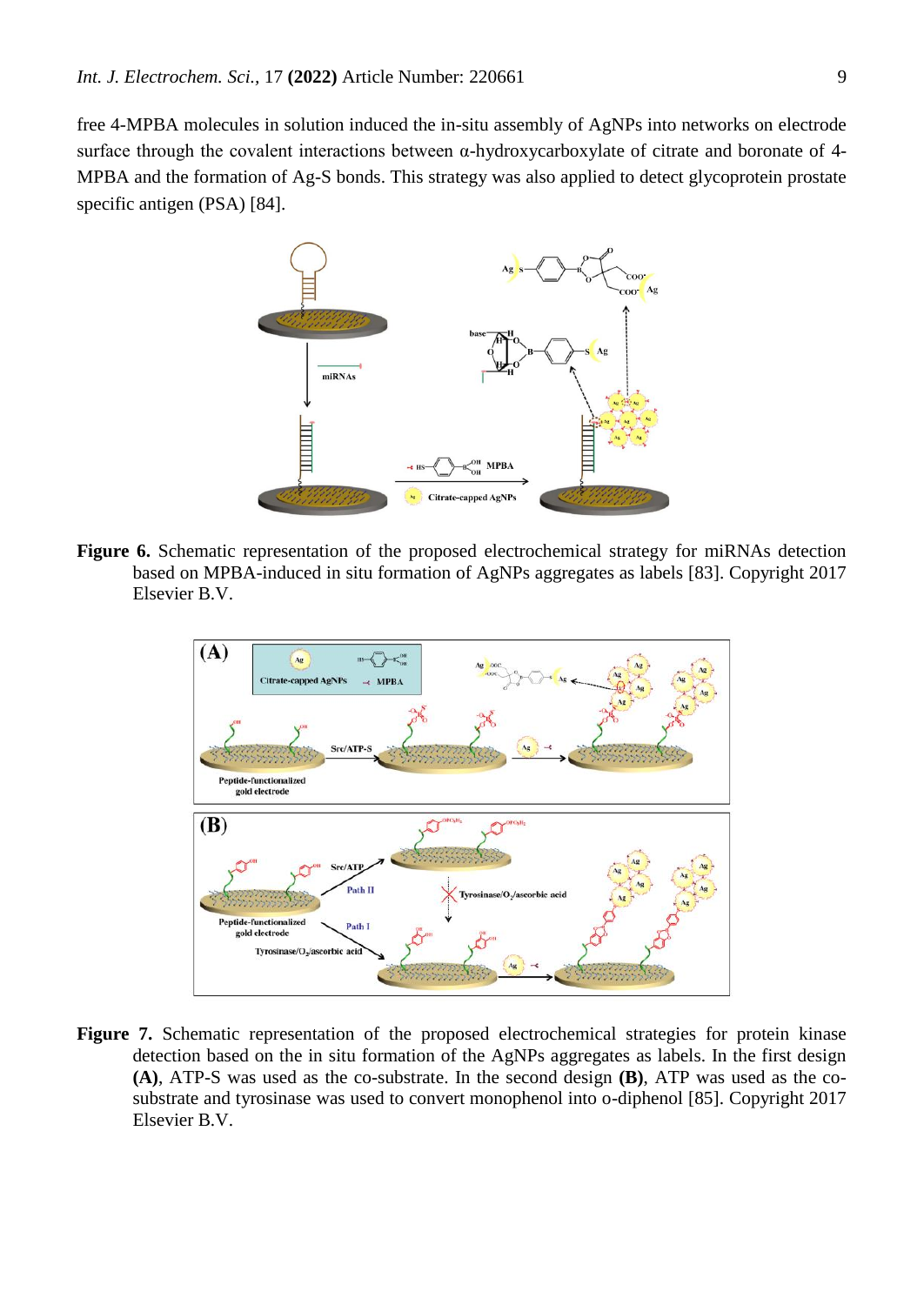free 4-MPBA molecules in solution induced the in-situ assembly of AgNPs into networks on electrode surface through the covalent interactions between α-hydroxycarboxylate of citrate and boronate of 4-MPBA and the formation of Ag-S bonds. This strategy was also applied to detect glycoprotein prostate specific antigen (PSA) [84].

**Figure 6.** Schematic representation of the proposed electrochemical strategy for miRNAs detection based on MPBA-induced in situ formation of AgNPs aggregates as labels [83]. Copyright 2017 Elsevier B.V.

**Figure 7.** Schematic representation of the proposed electrochemical strategies for protein kinase detection based on the in situ formation of the AgNPs aggregates as labels. In the first design **(A)**, ATP-S was used as the co-substrate. In the second design **(B)**, ATP was used as the co-substrate and tyrosinase was used to convert monophenol into o-diphenol [85]. Copyright 2017 Elsevier B.V.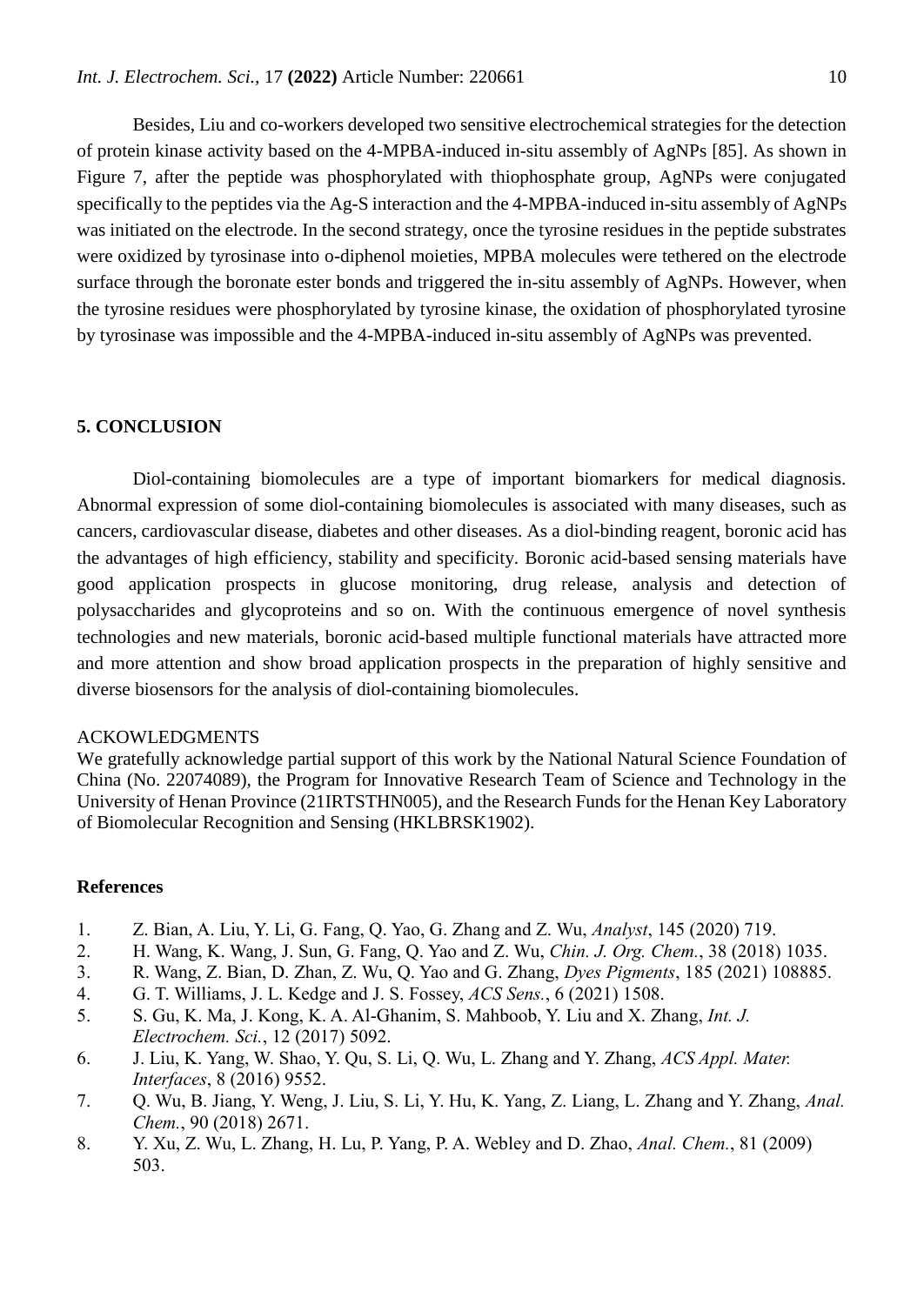Besides, Liu and co-workers developed two sensitive electrochemical strategies for the detection of protein kinase activity based on the 4-MPBA-induced in-situ assembly of AgNPs [85]. As shown in Figure 7, after the peptide was phosphorylated with thiophosphate group, AgNPs were conjugated specifically to the peptides via the Ag-S interaction and the 4-MPBA-induced in-situ assembly of AgNPs was initiated on the electrode. In the second strategy, once the tyrosine residues in the peptide substrates were oxidized by tyrosinase into o-diphenol moieties, MPBA molecules were tethered on the electrode surface through the boronate ester bonds and triggered the in-situ assembly of AgNPs. However, when the tyrosine residues were phosphorylated by tyrosine kinase, the oxidation of phosphorylated tyrosine by tyrosinase was impossible and the 4-MPBA-induced in-situ assembly of AgNPs was prevented.

## 5. CONCLUSION

Diol-containing biomolecules are a type of important biomarkers for medical diagnosis. Abnormal expression of some diol-containing biomolecules is associated with many diseases, such as cancers, cardiovascular disease, diabetes and other diseases. As a diol-binding reagent, boronic acid has the advantages of high efficiency, stability and specificity. Boronic acid-based sensing materials have good application prospects in glucose monitoring, drug release, analysis and detection of polysaccharides and glycoproteins and so on. With the continuous emergence of novel synthesis technologies and new materials, boronic acid-based multiple functional materials have attracted more and more attention and show broad application prospects in the preparation of highly sensitive and diverse biosensors for the analysis of diol-containing biomolecules.

ACKOWLEDGMENTS

We gratefully acknowledge partial support of this work by the National Natural Science Foundation of China (No. 22074089), the Program for Innovative Research Team of Science and Technology in the University of Henan Province (21IRTSTHN005), and the Research Funds for the Henan Key Laboratory of Biomolecular Recognition and Sensing (HKLBRSK1902).

## References

1. Z. Bian, A. Liu, Y. Li, G. Fang, Q. Yao, G. Zhang and Z. Wu, *Analyst*, 145 (2020) 719.
2. H. Wang, K. Wang, J. Sun, G. Fang, Q. Yao and Z. Wu, *Chin. J. Org. Chem.*, 38 (2018) 1035.
3. R. Wang, Z. Bian, D. Zhan, Z. Wu, Q. Yao and G. Zhang, *Dyes Pigments*, 185 (2021) 108885.
4. G. T. Williams, J. L. Kedge and J. S. Fossey, *ACS Sens.*, 6 (2021) 1508.
5. S. Gu, K. Ma, J. Kong, K. A. Al-Ghanim, S. Mahboob, Y. Liu and X. Zhang, *Int. J. Electrochem. Sci.*, 12 (2017) 5092.
6. J. Liu, K. Yang, W. Shao, Y. Qu, S. Li, Q. Wu, L. Zhang and Y. Zhang, *ACS Appl. Mater. Interfaces*, 8 (2016) 9552.
7. Q. Wu, B. Jiang, Y. Weng, J. Liu, S. Li, Y. Hu, K. Yang, Z. Liang, L. Zhang and Y. Zhang, *Anal. Chem.*, 90 (2018) 2671.
8. Y. Xu, Z. Wu, L. Zhang, H. Lu, P. Yang, P. A. Webley and D. Zhao, *Anal. Chem.*, 81 (2009) 503.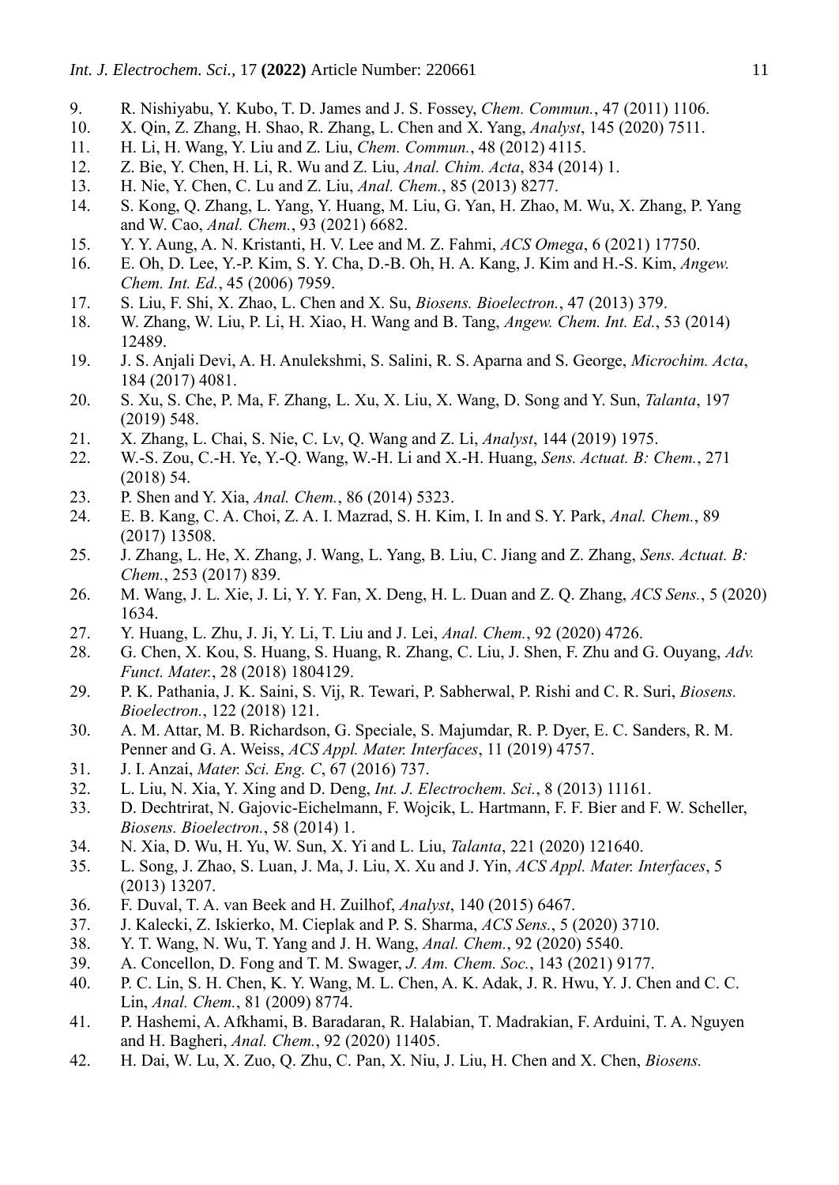9. R. Nishiyabu, Y. Kubo, T. D. James and J. S. Fossey, *Chem. Commun.*, 47 (2011) 1106.
10. X. Qin, Z. Zhang, H. Shao, R. Zhang, L. Chen and X. Yang, *Analyst*, 145 (2020) 7511.
11. H. Li, H. Wang, Y. Liu and Z. Liu, *Chem. Commun.*, 48 (2012) 4115.
12. Z. Bie, Y. Chen, H. Li, R. Wu and Z. Liu, *Anal. Chim. Acta*, 834 (2014) 1.
13. H. Nie, Y. Chen, C. Lu and Z. Liu, *Anal. Chem.*, 85 (2013) 8277.
14. S. Kong, Q. Zhang, L. Yang, Y. Huang, M. Liu, G. Yan, H. Zhao, M. Wu, X. Zhang, P. Yang and W. Cao, *Anal. Chem.*, 93 (2021) 6682.
15. Y. Y. Aung, A. N. Kristanti, H. V. Lee and M. Z. Fahmi, *ACS Omega*, 6 (2021) 17750.
16. E. Oh, D. Lee, Y.-P. Kim, S. Y. Cha, D.-B. Oh, H. A. Kang, J. Kim and H.-S. Kim, *Angew. Chem. Int. Ed.*, 45 (2006) 7959.
17. S. Liu, F. Shi, X. Zhao, L. Chen and X. Su, *Biosens. Bioelectron.*, 47 (2013) 379.
18. W. Zhang, W. Liu, P. Li, H. Xiao, H. Wang and B. Tang, *Angew. Chem. Int. Ed.*, 53 (2014) 12489.
19. J. S. Anjali Devi, A. H. Anulekshmi, S. Salini, R. S. Aparna and S. George, *Microchim. Acta*, 184 (2017) 4081.
20. S. Xu, S. Che, P. Ma, F. Zhang, L. Xu, X. Liu, X. Wang, D. Song and Y. Sun, *Talanta*, 197 (2019) 548.
21. X. Zhang, L. Chai, S. Nie, C. Lv, Q. Wang and Z. Li, *Analyst*, 144 (2019) 1975.
22. W.-S. Zou, C.-H. Ye, Y.-Q. Wang, W.-H. Li and X.-H. Huang, *Sens. Actuat. B: Chem.*, 271 (2018) 54.
23. P. Shen and Y. Xia, *Anal. Chem.*, 86 (2014) 5323.
24. E. B. Kang, C. A. Choi, Z. A. I. Mazrad, S. H. Kim, I. In and S. Y. Park, *Anal. Chem.*, 89 (2017) 13508.
25. J. Zhang, L. He, X. Zhang, J. Wang, L. Yang, B. Liu, C. Jiang and Z. Zhang, *Sens. Actuat. B: Chem.*, 253 (2017) 839.
26. M. Wang, J. L. Xie, J. Li, Y. Y. Fan, X. Deng, H. L. Duan and Z. Q. Zhang, *ACS Sens.*, 5 (2020) 1634.
27. Y. Huang, L. Zhu, J. Ji, Y. Li, T. Liu and J. Lei, *Anal. Chem.*, 92 (2020) 4726.
28. G. Chen, X. Kou, S. Huang, S. Huang, R. Zhang, C. Liu, J. Shen, F. Zhu and G. Ouyang, *Adv. Funct. Mater.*, 28 (2018) 1804129.
29. P. K. Pathania, J. K. Saini, S. Vij, R. Tewari, P. Sabherwal, P. Rishi and C. R. Suri, *Biosens. Bioelectron.*, 122 (2018) 121.
30. A. M. Attar, M. B. Richardson, G. Speciale, S. Majumdar, R. P. Dyer, E. C. Sanders, R. M. Penner and G. A. Weiss, *ACS Appl. Mater. Interfaces*, 11 (2019) 4757.
31. J. I. Anzai, *Mater. Sci. Eng. C*, 67 (2016) 737.
32. L. Liu, N. Xia, Y. Xing and D. Deng, *Int. J. Electrochem. Sci.*, 8 (2013) 11161.
33. D. Dechtrirat, N. Gajovic-Eichelmann, F. Wojcik, L. Hartmann, F. F. Bier and F. W. Scheller, *Biosens. Bioelectron.*, 58 (2014) 1.
34. N. Xia, D. Wu, H. Yu, W. Sun, X. Yi and L. Liu, *Talanta*, 221 (2020) 121640.
35. L. Song, J. Zhao, S. Luan, J. Ma, J. Liu, X. Xu and J. Yin, *ACS Appl. Mater. Interfaces*, 5 (2013) 13207.
36. F. Duval, T. A. van Beek and H. Zuilhof, *Analyst*, 140 (2015) 6467.
37. J. Kalecki, Z. Iskierko, M. Cieplak and P. S. Sharma, *ACS Sens.*, 5 (2020) 3710.
38. Y. T. Wang, N. Wu, T. Yang and J. H. Wang, *Anal. Chem.*, 92 (2020) 5540.
39. A. Concellon, D. Fong and T. M. Swager, *J. Am. Chem. Soc.*, 143 (2021) 9177.
40. P. C. Lin, S. H. Chen, K. Y. Wang, M. L. Chen, A. K. Adak, J. R. Hwu, Y. J. Chen and C. C. Lin, *Anal. Chem.*, 81 (2009) 8774.
41. P. Hashemi, A. Afkhami, B. Baradaran, R. Halabian, T. Madrakian, F. Arduini, T. A. Nguyen and H. Bagheri, *Anal. Chem.*, 92 (2020) 11405.
42. H. Dai, W. Lu, X. Zuo, Q. Zhu, C. Pan, X. Niu, J. Liu, H. Chen and X. Chen, *Biosens.*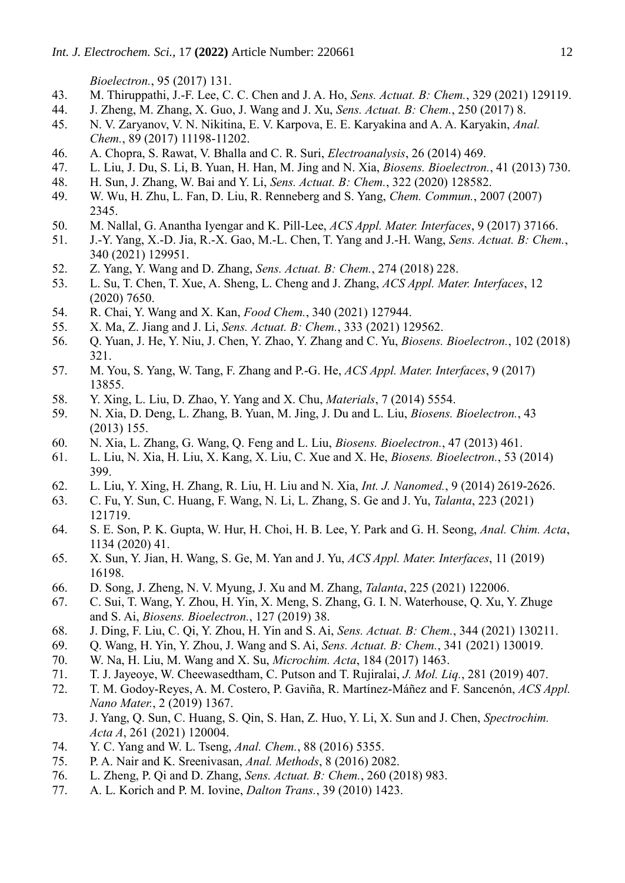*Bioelectron.*, 95 (2017) 131.

43. M. Thiruppathi, J.-F. Lee, C. C. Chen and J. A. Ho, *Sens. Actuat. B: Chem.*, 329 (2021) 129119.
44. J. Zheng, M. Zhang, X. Guo, J. Wang and J. Xu, *Sens. Actuat. B: Chem.*, 250 (2017) 8.
45. N. V. Zaryanov, V. N. Nikitina, E. V. Karpova, E. E. Karyakina and A. A. Karyakin, *Anal. Chem.*, 89 (2017) 11198-11202.
46. A. Chopra, S. Rawat, V. Bhalla and C. R. Suri, *Electroanalysis*, 26 (2014) 469.
47. L. Liu, J. Du, S. Li, B. Yuan, H. Han, M. Jing and N. Xia, *Biosens. Bioelectron.*, 41 (2013) 730.
48. H. Sun, J. Zhang, W. Bai and Y. Li, *Sens. Actuat. B: Chem.*, 322 (2020) 128582.
49. W. Wu, H. Zhu, L. Fan, D. Liu, R. Renneberg and S. Yang, *Chem. Commun.*, 2007 (2007) 2345.
50. M. Nallal, G. Anantha Iyengar and K. Pill-Lee, *ACS Appl. Mater. Interfaces*, 9 (2017) 37166.
51. J.-Y. Yang, X.-D. Jia, R.-X. Gao, M.-L. Chen, T. Yang and J.-H. Wang, *Sens. Actuat. B: Chem.*, 340 (2021) 129951.
52. Z. Yang, Y. Wang and D. Zhang, *Sens. Actuat. B: Chem.*, 274 (2018) 228.
53. L. Su, T. Chen, T. Xue, A. Sheng, L. Cheng and J. Zhang, *ACS Appl. Mater. Interfaces*, 12 (2020) 7650.
54. R. Chai, Y. Wang and X. Kan, *Food Chem.*, 340 (2021) 127944.
55. X. Ma, Z. Jiang and J. Li, *Sens. Actuat. B: Chem.*, 333 (2021) 129562.
56. Q. Yuan, J. He, Y. Niu, J. Chen, Y. Zhao, Y. Zhang and C. Yu, *Biosens. Bioelectron.*, 102 (2018) 321.
57. M. You, S. Yang, W. Tang, F. Zhang and P.-G. He, *ACS Appl. Mater. Interfaces*, 9 (2017) 13855.
58. Y. Xing, L. Liu, D. Zhao, Y. Yang and X. Chu, *Materials*, 7 (2014) 5554.
59. N. Xia, D. Deng, L. Zhang, B. Yuan, M. Jing, J. Du and L. Liu, *Biosens. Bioelectron.*, 43 (2013) 155.
60. N. Xia, L. Zhang, G. Wang, Q. Feng and L. Liu, *Biosens. Bioelectron.*, 47 (2013) 461.
61. L. Liu, N. Xia, H. Liu, X. Kang, X. Liu, C. Xue and X. He, *Biosens. Bioelectron.*, 53 (2014) 399.
62. L. Liu, Y. Xing, H. Zhang, R. Liu, H. Liu and N. Xia, *Int. J. Nanomed.*, 9 (2014) 2619-2626.
63. C. Fu, Y. Sun, C. Huang, F. Wang, N. Li, L. Zhang, S. Ge and J. Yu, *Talanta*, 223 (2021) 121719.
64. S. E. Son, P. K. Gupta, W. Hur, H. Choi, H. B. Lee, Y. Park and G. H. Seong, *Anal. Chim. Acta*, 1134 (2020) 41.
65. X. Sun, Y. Jian, H. Wang, S. Ge, M. Yan and J. Yu, *ACS Appl. Mater. Interfaces*, 11 (2019) 16198.
66. D. Song, J. Zheng, N. V. Myung, J. Xu and M. Zhang, *Talanta*, 225 (2021) 122006.
67. C. Sui, T. Wang, Y. Zhou, H. Yin, X. Meng, S. Zhang, G. I. N. Waterhouse, Q. Xu, Y. Zhuge and S. Ai, *Biosens. Bioelectron.*, 127 (2019) 38.
68. J. Ding, F. Liu, C. Qi, Y. Zhou, H. Yin and S. Ai, *Sens. Actuat. B: Chem.*, 344 (2021) 130211.
69. Q. Wang, H. Yin, Y. Zhou, J. Wang and S. Ai, *Sens. Actuat. B: Chem.*, 341 (2021) 130019.
70. W. Na, H. Liu, M. Wang and X. Su, *Microchim. Acta*, 184 (2017) 1463.
71. T. J. Jayeoye, W. Cheewasedtham, C. Putson and T. Rujiralai, *J. Mol. Liq.*, 281 (2019) 407.
72. T. M. Godoy-Reyes, A. M. Costero, P. Gaviña, R. Martínez-Máñez and F. Sancenón, *ACS Appl. Nano Mater.*, 2 (2019) 1367.
73. J. Yang, Q. Sun, C. Huang, S. Qin, S. Han, Z. Huo, Y. Li, X. Sun and J. Chen, *Spectrochim. Acta A*, 261 (2021) 120004.
74. Y. C. Yang and W. L. Tseng, *Anal. Chem.*, 88 (2016) 5355.
75. P. A. Nair and K. Sreenivasan, *Anal. Methods*, 8 (2016) 2082.
76. L. Zheng, P. Qi and D. Zhang, *Sens. Actuat. B: Chem.*, 260 (2018) 983.
77. A. L. Korich and P. M. Iovine, *Dalton Trans.*, 39 (2010) 1423.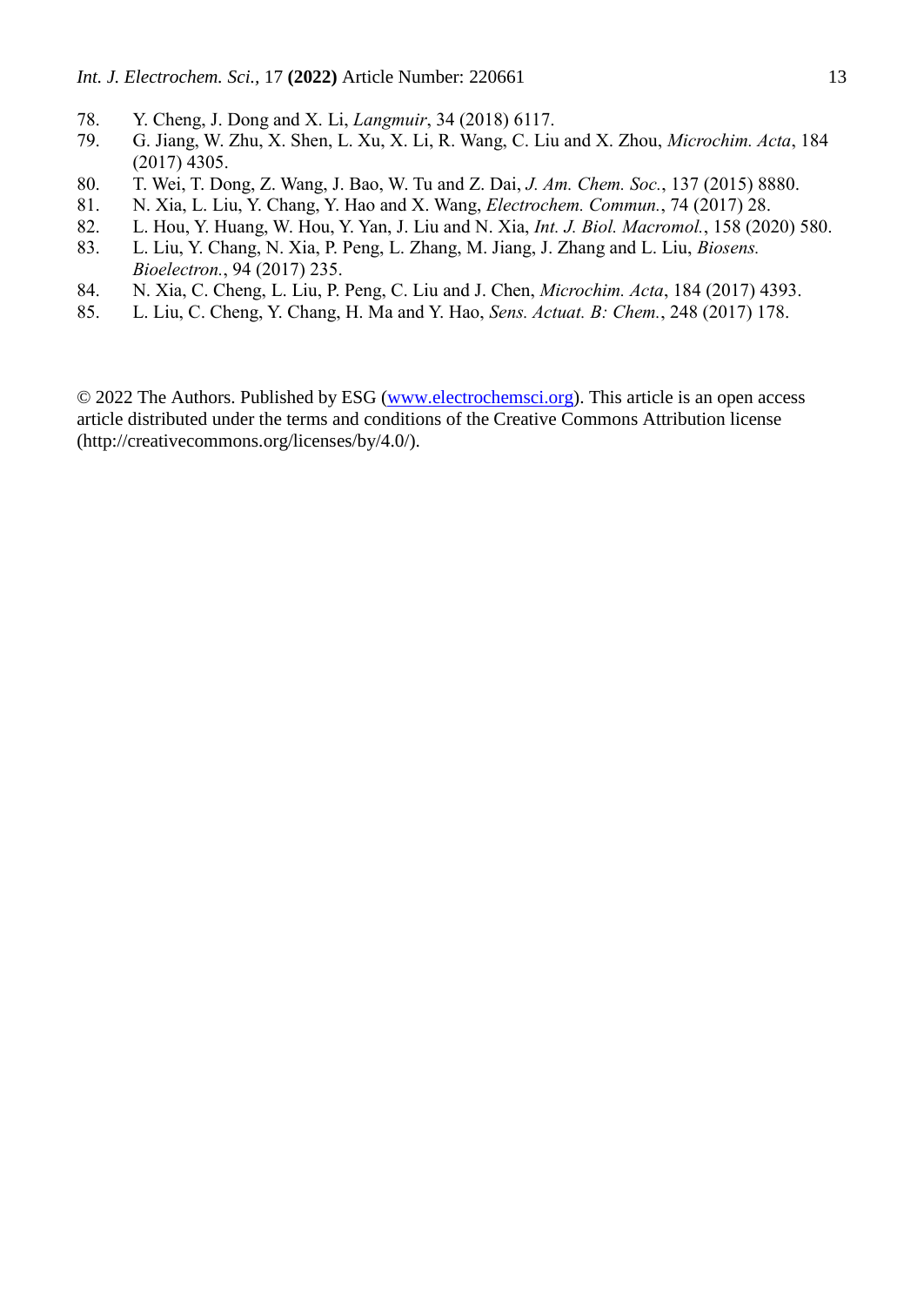78. Y. Cheng, J. Dong and X. Li, *Langmuir*, 34 (2018) 6117.
79. G. Jiang, W. Zhu, X. Shen, L. Xu, X. Li, R. Wang, C. Liu and X. Zhou, *Microchim. Acta*, 184 (2017) 4305.
80. T. Wei, T. Dong, Z. Wang, J. Bao, W. Tu and Z. Dai, *J. Am. Chem. Soc.*, 137 (2015) 8880.
81. N. Xia, L. Liu, Y. Chang, Y. Hao and X. Wang, *Electrochem. Commun.*, 74 (2017) 28.
82. L. Hou, Y. Huang, W. Hou, Y. Yan, J. Liu and N. Xia, *Int. J. Biol. Macromol.*, 158 (2020) 580.
83. L. Liu, Y. Chang, N. Xia, P. Peng, L. Zhang, M. Jiang, J. Zhang and L. Liu, *Biosens. Bioelectron.*, 94 (2017) 235.
84. N. Xia, C. Cheng, L. Liu, P. Peng, C. Liu and J. Chen, *Microchim. Acta*, 184 (2017) 4393.
85. L. Liu, C. Cheng, Y. Chang, H. Ma and Y. Hao, *Sens. Actuat. B: Chem.*, 248 (2017) 178.

© 2022 The Authors. Published by ESG (www.electrochemsci.org). This article is an open access article distributed under the terms and conditions of the Creative Commons Attribution license (http://creativecommons.org/licenses/by/4.0/).